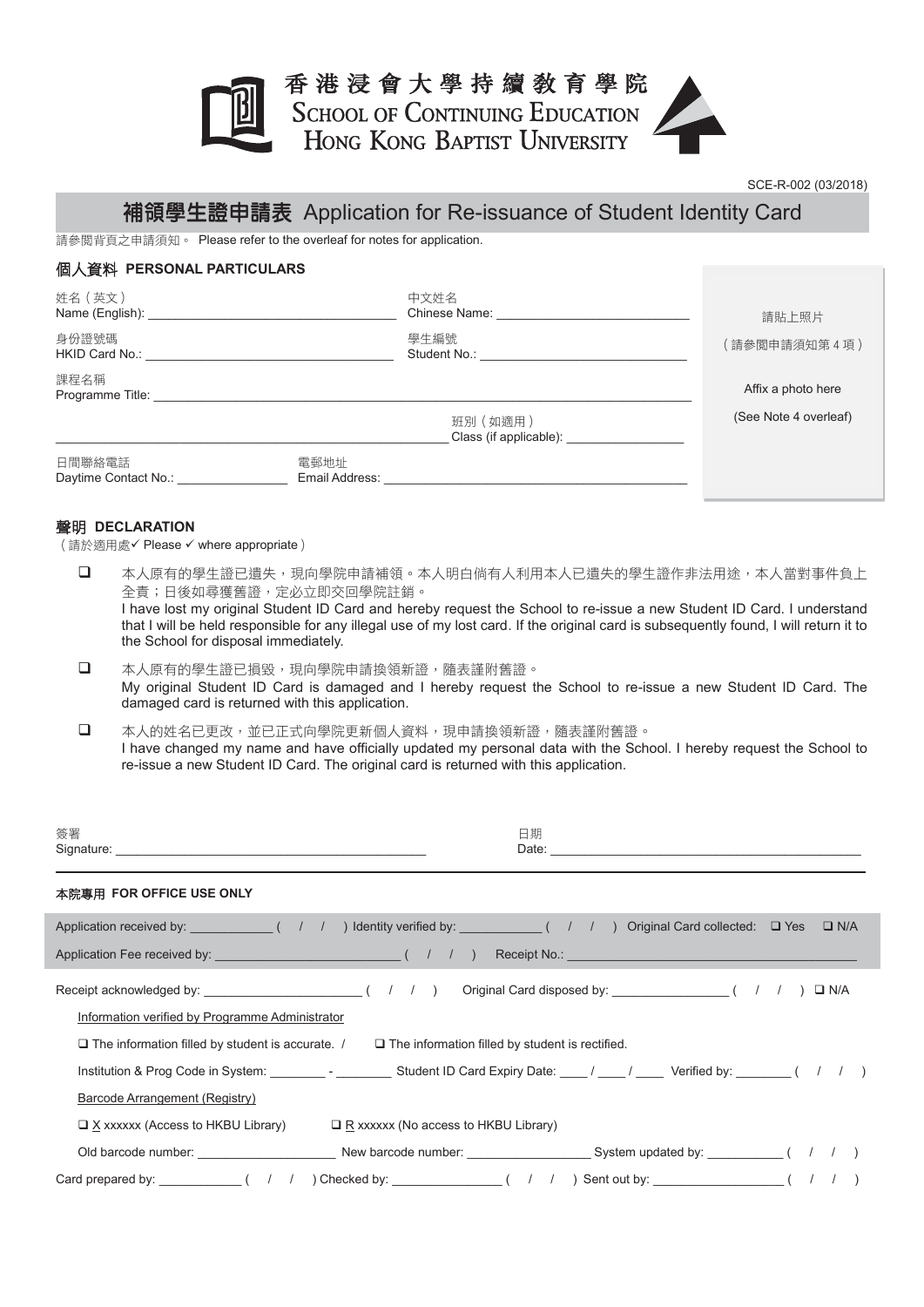香港浸會大學持續教育學院
School of Continuing Education
Hong Kong Baptist University

SCE-R-002 (03/2018)

# 補領學生證申請表 Application for Re-issuance of Student Identity Card

請參閱背頁之申請須知。 Please refer to the overleaf for notes for application.

## 個人資料 PERSONAL PARTICULARS

姓名（英文）
Name (English): ______________________

中文姓名
Chinese Name: ______________________

身份證號碼
HKID Card No.: ______________________

學生編號
Student No.: ______________________

課程名稱
Programme Title: ______________________

班別（如適用）
Class (if applicable): ______________________

日間聯絡電話
Daytime Contact No.: ______________________

電郵地址
Email Address: ______________________

請貼上照片
（請參閱申請須知第 4 項）
Affix a photo here
(See Note 4 overleaf)

## 聲明 DECLARATION

（請於適用處✓ Please ✓ where appropriate）

- ❑ 本人原有的學生證已遺失，現向學院申請補領。本人明白倘有人利用本人已遺失的學生證作非法用途，本人當對事件負上全責；日後如尋獲舊證，定必立即交回學院註銷。
  I have lost my original Student ID Card and hereby request the School to re-issue a new Student ID Card. I understand that I will be held responsible for any illegal use of my lost card. If the original card is subsequently found, I will return it to the School for disposal immediately.
- ❑ 本人原有的學生證已損毀，現向學院申請換領新證，隨表謹附舊證。
  My original Student ID Card is damaged and I hereby request the School to re-issue a new Student ID Card. The damaged card is returned with this application.
- ❑ 本人的姓名已更改，並已正式向學院更新個人資料，現申請換領新證，隨表謹附舊證。
  I have changed my name and have officially updated my personal data with the School. I hereby request the School to re-issue a new Student ID Card. The original card is returned with this application.

簽署
Signature: ______________________

日期
Date: ______________________

### 本院專用 FOR OFFICE USE ONLY

Application received by: ____________ ( / / ) Identity verified by: ____________ ( / / ) Original Card collected: ❑ Yes ❑ N/A

Application Fee received by: ____________ ( / / ) Receipt No.: ____________

Receipt acknowledged by: ____________ ( / / ) Original Card disposed by: ____________ ( / / ) ❑ N/A

Information verified by Programme Administrator

❑ The information filled by student is accurate. / ❑ The information filled by student is rectified.

Institution & Prog Code in System: ________ - ________ Student ID Card Expiry Date: ____ / ____ / ____ Verified by: ________ ( / / )

Barcode Arrangement (Registry)

❑ X xxxxxx (Access to HKBU Library) ❑ R xxxxxx (No access to HKBU Library)

Old barcode number: ____________ New barcode number: ____________ System updated by: ____________ ( / / )

Card prepared by: ____________ ( / / ) Checked by: ____________ ( / / ) Sent out by: ____________ ( / / )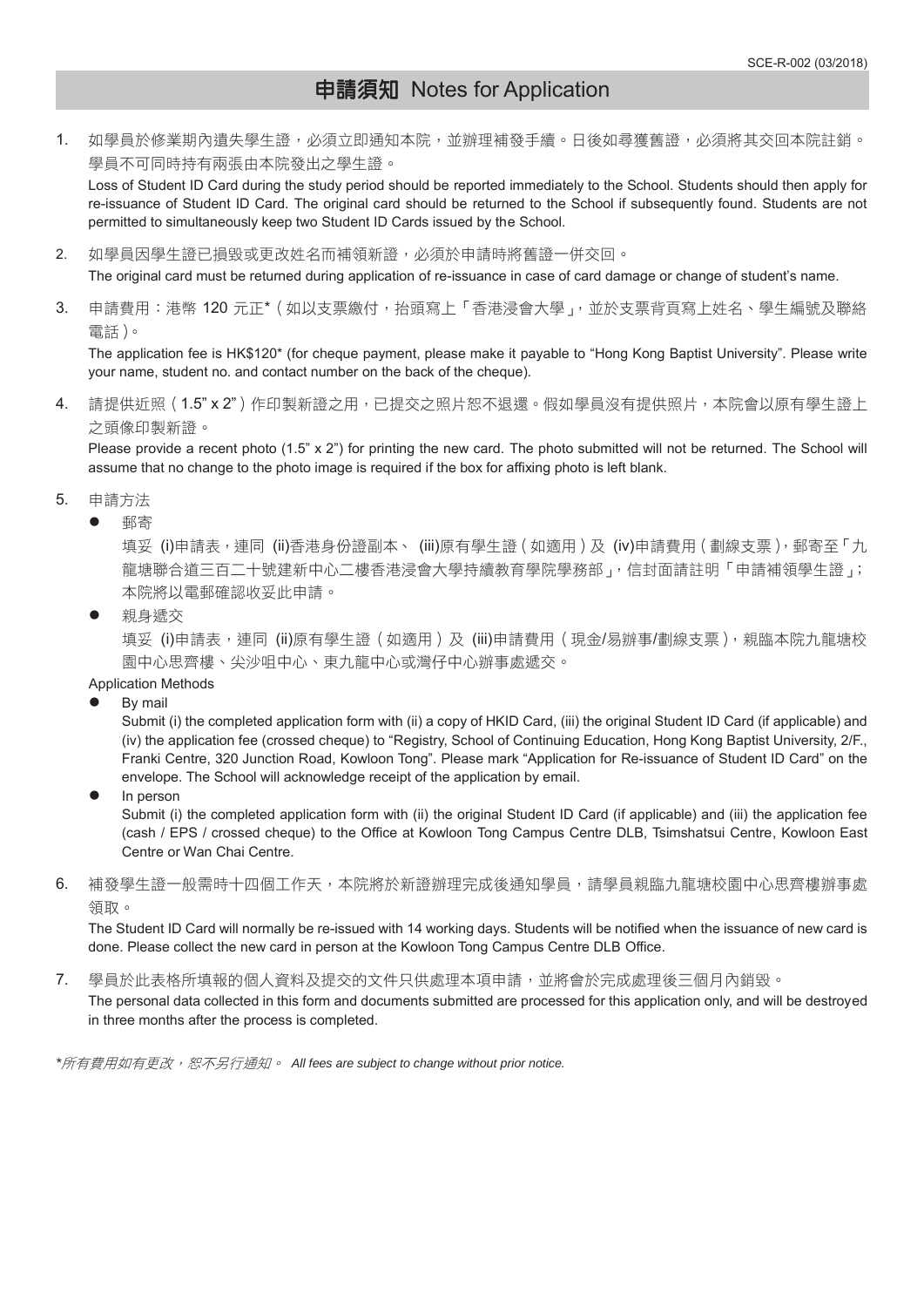# 申請須知 Notes for Application

1. 如學員於修業期內遺失學生證，必須立即通知本院，並辦理補發手續。日後如尋獲舊證，必須將其交回本院註銷。學員不可同時持有兩張由本院發出之學生證。

   Loss of Student ID Card during the study period should be reported immediately to the School. Students should then apply for re-issuance of Student ID Card. The original card should be returned to the School if subsequently found. Students are not permitted to simultaneously keep two Student ID Cards issued by the School.

2. 如學員因學生證已損毀或更改姓名而補領新證，必須於申請時將舊證一併交回。

   The original card must be returned during application of re-issuance in case of card damage or change of student's name.

3. 申請費用：港幣 120 元正*（如以支票繳付，抬頭寫上「香港浸會大學」，並於支票背頁寫上姓名、學生編號及聯絡電話）。

   The application fee is HK$120* (for cheque payment, please make it payable to "Hong Kong Baptist University". Please write your name, student no. and contact number on the back of the cheque).

4. 請提供近照（1.5" x 2"）作印製新證之用，已提交之照片恕不退還。假如學員沒有提供照片，本院會以原有學生證上之頭像印製新證。

   Please provide a recent photo (1.5" x 2") for printing the new card. The photo submitted will not be returned. The School will assume that no change to the photo image is required if the box for affixing photo is left blank.

5. 申請方法
   - 郵寄

     填妥 (i)申請表，連同 (ii)香港身份證副本、 (iii)原有學生證（如適用）及 (iv)申請費用（劃線支票），郵寄至「九龍塘聯合道三百二十號建新中心二樓香港浸會大學持續教育學院學務部」，信封面請註明「申請補領學生證」；本院將以電郵確認收妥此申請。
   - 親身遞交

     填妥 (i)申請表，連同 (ii)原有學生證（如適用）及 (iii)申請費用（現金/易辦事/劃線支票），親臨本院九龍塘校園中心思齊樓、尖沙咀中心、東九龍中心或灣仔中心辦事處遞交。

   Application Methods
   - By mail

     Submit (i) the completed application form with (ii) a copy of HKID Card, (iii) the original Student ID Card (if applicable) and (iv) the application fee (crossed cheque) to "Registry, School of Continuing Education, Hong Kong Baptist University, 2/F., Franki Centre, 320 Junction Road, Kowloon Tong". Please mark "Application for Re-issuance of Student ID Card" on the envelope. The School will acknowledge receipt of the application by email.
   - In person

     Submit (i) the completed application form with (ii) the original Student ID Card (if applicable) and (iii) the application fee (cash / EPS / crossed cheque) to the Office at Kowloon Tong Campus Centre DLB, Tsimshatsui Centre, Kowloon East Centre or Wan Chai Centre.

6. 補發學生證一般需時十四個工作天，本院將於新證辦理完成後通知學員，請學員親臨九龍塘校園中心思齊樓辦事處領取。

   The Student ID Card will normally be re-issued with 14 working days. Students will be notified when the issuance of new card is done. Please collect the new card in person at the Kowloon Tong Campus Centre DLB Office.

7. 學員於此表格所填報的個人資料及提交的文件只供處理本項申請，並將會於完成處理後三個月內銷毀。

   The personal data collected in this form and documents submitted are processed for this application only, and will be destroyed in three months after the process is completed.

**所有費用如有更改，恕不另行通知。 All fees are subject to change without prior notice.*